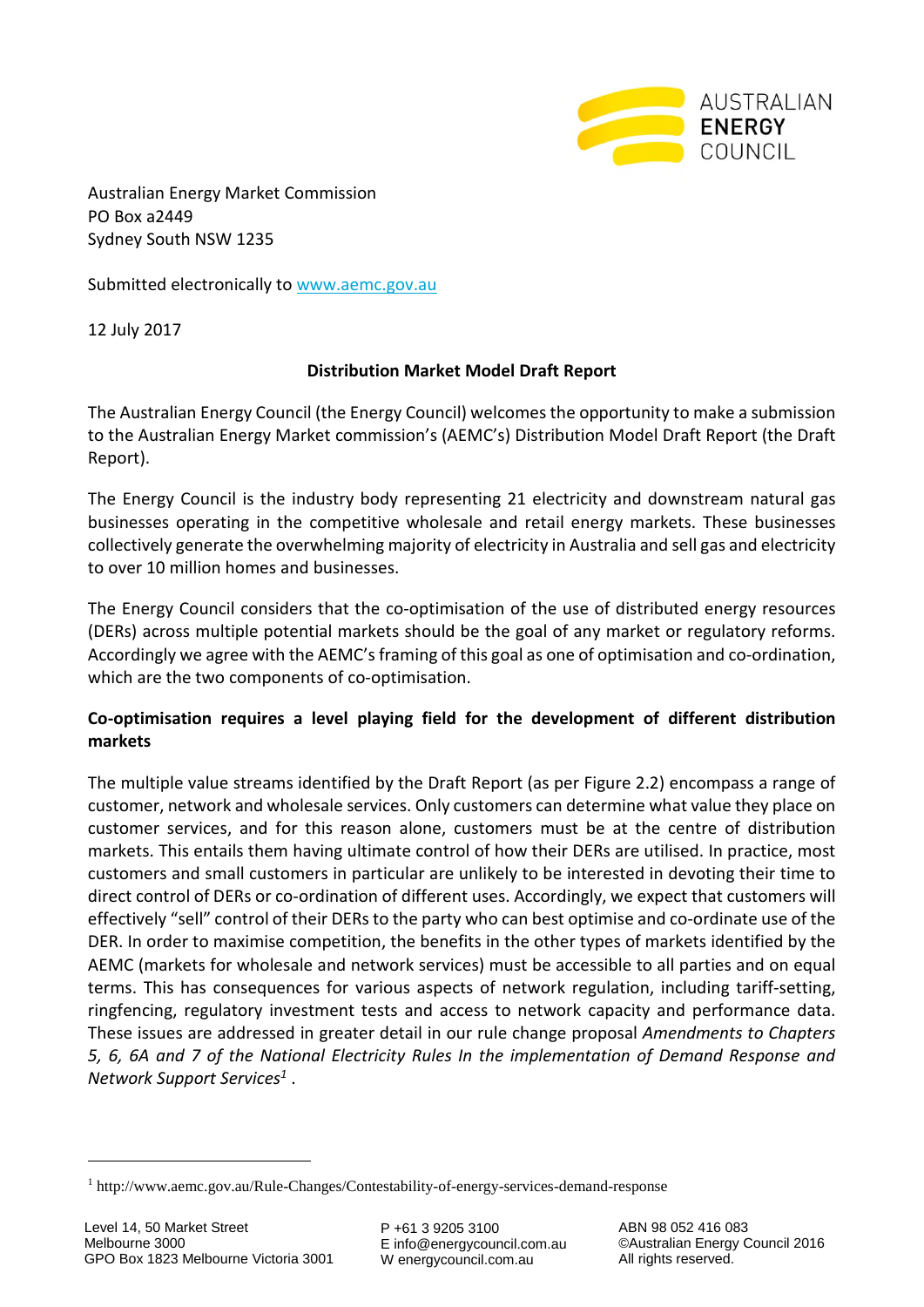Australian Energy Market Commission
PO Box a2449
Sydney South NSW 1235

Submitted electronically to www.aemc.gov.au

12 July 2017

**Distribution Market Model Draft Report**

The Australian Energy Council (the Energy Council) welcomes the opportunity to make a submission to the Australian Energy Market commission's (AEMC's) Distribution Model Draft Report (the Draft Report).

The Energy Council is the industry body representing 21 electricity and downstream natural gas businesses operating in the competitive wholesale and retail energy markets. These businesses collectively generate the overwhelming majority of electricity in Australia and sell gas and electricity to over 10 million homes and businesses.

The Energy Council considers that the co-optimisation of the use of distributed energy resources (DERs) across multiple potential markets should be the goal of any market or regulatory reforms. Accordingly we agree with the AEMC's framing of this goal as one of optimisation and co-ordination, which are the two components of co-optimisation.

**Co-optimisation requires a level playing field for the development of different distribution markets**

The multiple value streams identified by the Draft Report (as per Figure 2.2) encompass a range of customer, network and wholesale services. Only customers can determine what value they place on customer services, and for this reason alone, customers must be at the centre of distribution markets. This entails them having ultimate control of how their DERs are utilised. In practice, most customers and small customers in particular are unlikely to be interested in devoting their time to direct control of DERs or co-ordination of different uses. Accordingly, we expect that customers will effectively "sell" control of their DERs to the party who can best optimise and co-ordinate use of the DER. In order to maximise competition, the benefits in the other types of markets identified by the AEMC (markets for wholesale and network services) must be accessible to all parties and on equal terms. This has consequences for various aspects of network regulation, including tariff-setting, ringfencing, regulatory investment tests and access to network capacity and performance data. These issues are addressed in greater detail in our rule change proposal *Amendments to Chapters 5, 6, 6A and 7 of the National Electricity Rules In the implementation of Demand Response and Network Support Services*[1] .

[1] http://www.aemc.gov.au/Rule-Changes/Contestability-of-energy-services-demand-response

Level 14, 50 Market Street
Melbourne 3000
GPO Box 1823 Melbourne Victoria 3001

P +61 3 9205 3100
E info@energycouncil.com.au
W energycouncil.com.au

ABN 98 052 416 083
©Australian Energy Council 2016
All rights reserved.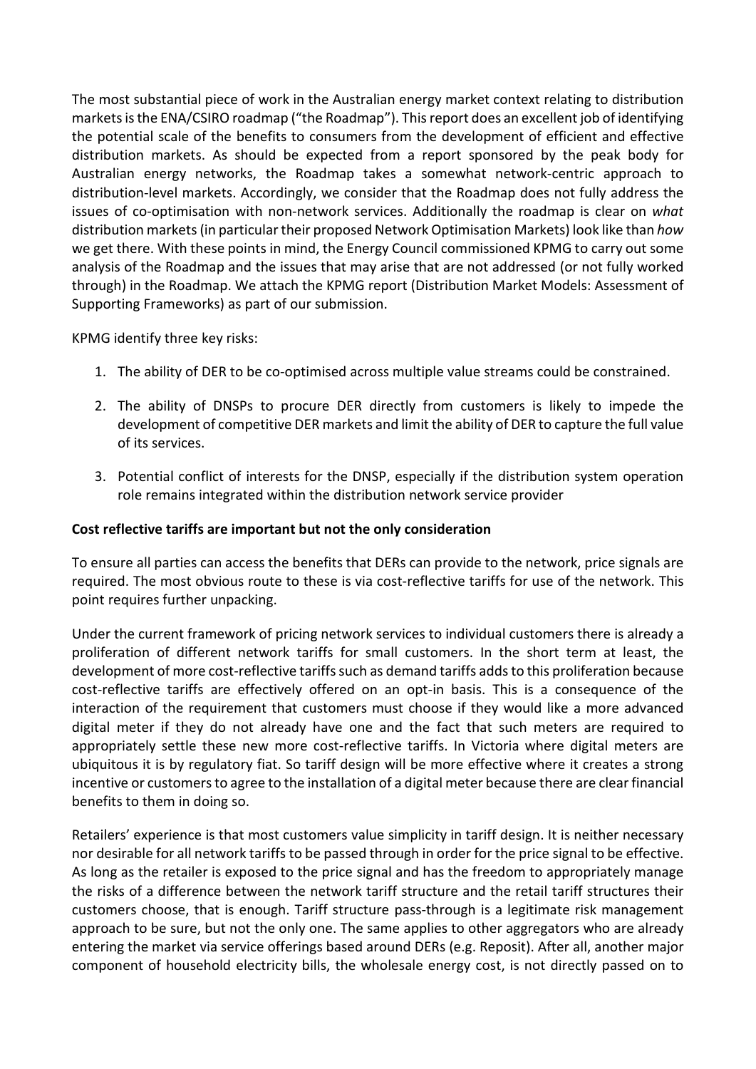The most substantial piece of work in the Australian energy market context relating to distribution markets is the ENA/CSIRO roadmap ("the Roadmap"). This report does an excellent job of identifying the potential scale of the benefits to consumers from the development of efficient and effective distribution markets. As should be expected from a report sponsored by the peak body for Australian energy networks, the Roadmap takes a somewhat network-centric approach to distribution-level markets. Accordingly, we consider that the Roadmap does not fully address the issues of co-optimisation with non-network services. Additionally the roadmap is clear on *what* distribution markets (in particular their proposed Network Optimisation Markets) look like than *how* we get there. With these points in mind, the Energy Council commissioned KPMG to carry out some analysis of the Roadmap and the issues that may arise that are not addressed (or not fully worked through) in the Roadmap. We attach the KPMG report (Distribution Market Models: Assessment of Supporting Frameworks) as part of our submission.

KPMG identify three key risks:

1. The ability of DER to be co-optimised across multiple value streams could be constrained.

2. The ability of DNSPs to procure DER directly from customers is likely to impede the development of competitive DER markets and limit the ability of DER to capture the full value of its services.

3. Potential conflict of interests for the DNSP, especially if the distribution system operation role remains integrated within the distribution network service provider

**Cost reflective tariffs are important but not the only consideration**

To ensure all parties can access the benefits that DERs can provide to the network, price signals are required. The most obvious route to these is via cost-reflective tariffs for use of the network. This point requires further unpacking.

Under the current framework of pricing network services to individual customers there is already a proliferation of different network tariffs for small customers. In the short term at least, the development of more cost-reflective tariffs such as demand tariffs adds to this proliferation because cost-reflective tariffs are effectively offered on an opt-in basis. This is a consequence of the interaction of the requirement that customers must choose if they would like a more advanced digital meter if they do not already have one and the fact that such meters are required to appropriately settle these new more cost-reflective tariffs. In Victoria where digital meters are ubiquitous it is by regulatory fiat. So tariff design will be more effective where it creates a strong incentive or customers to agree to the installation of a digital meter because there are clear financial benefits to them in doing so.

Retailers' experience is that most customers value simplicity in tariff design. It is neither necessary nor desirable for all network tariffs to be passed through in order for the price signal to be effective. As long as the retailer is exposed to the price signal and has the freedom to appropriately manage the risks of a difference between the network tariff structure and the retail tariff structures their customers choose, that is enough. Tariff structure pass-through is a legitimate risk management approach to be sure, but not the only one. The same applies to other aggregators who are already entering the market via service offerings based around DERs (e.g. Reposit). After all, another major component of household electricity bills, the wholesale energy cost, is not directly passed on to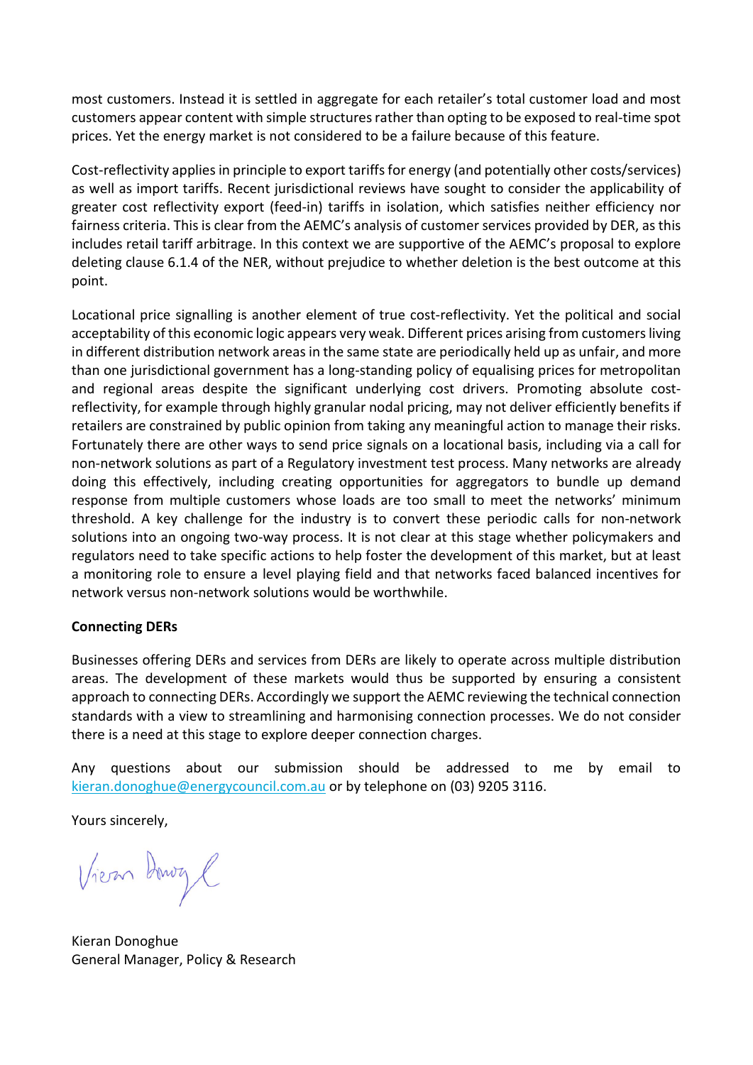most customers. Instead it is settled in aggregate for each retailer's total customer load and most customers appear content with simple structures rather than opting to be exposed to real-time spot prices. Yet the energy market is not considered to be a failure because of this feature.

Cost-reflectivity applies in principle to export tariffs for energy (and potentially other costs/services) as well as import tariffs. Recent jurisdictional reviews have sought to consider the applicability of greater cost reflectivity export (feed-in) tariffs in isolation, which satisfies neither efficiency nor fairness criteria. This is clear from the AEMC's analysis of customer services provided by DER, as this includes retail tariff arbitrage. In this context we are supportive of the AEMC's proposal to explore deleting clause 6.1.4 of the NER, without prejudice to whether deletion is the best outcome at this point.

Locational price signalling is another element of true cost-reflectivity. Yet the political and social acceptability of this economic logic appears very weak. Different prices arising from customers living in different distribution network areas in the same state are periodically held up as unfair, and more than one jurisdictional government has a long-standing policy of equalising prices for metropolitan and regional areas despite the significant underlying cost drivers. Promoting absolute cost-reflectivity, for example through highly granular nodal pricing, may not deliver efficiently benefits if retailers are constrained by public opinion from taking any meaningful action to manage their risks. Fortunately there are other ways to send price signals on a locational basis, including via a call for non-network solutions as part of a Regulatory investment test process. Many networks are already doing this effectively, including creating opportunities for aggregators to bundle up demand response from multiple customers whose loads are too small to meet the networks' minimum threshold. A key challenge for the industry is to convert these periodic calls for non-network solutions into an ongoing two-way process. It is not clear at this stage whether policymakers and regulators need to take specific actions to help foster the development of this market, but at least a monitoring role to ensure a level playing field and that networks faced balanced incentives for network versus non-network solutions would be worthwhile.

**Connecting DERs**

Businesses offering DERs and services from DERs are likely to operate across multiple distribution areas. The development of these markets would thus be supported by ensuring a consistent approach to connecting DERs. Accordingly we support the AEMC reviewing the technical connection standards with a view to streamlining and harmonising connection processes. We do not consider there is a need at this stage to explore deeper connection charges.

Any questions about our submission should be addressed to me by email to kieran.donoghue@energycouncil.com.au or by telephone on (03) 9205 3116.

Yours sincerely,

Kieran Donoghue
General Manager, Policy & Research